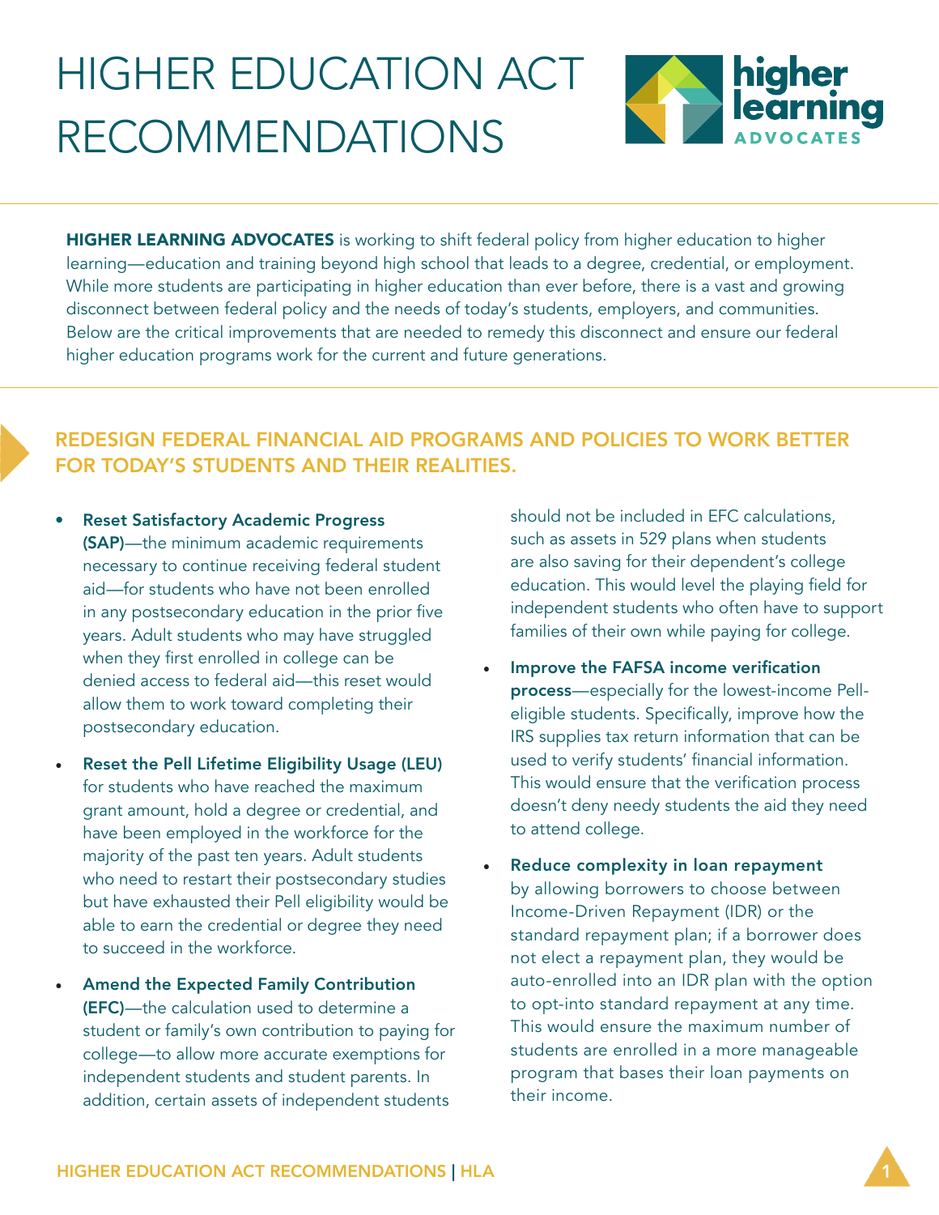# HIGHER EDUCATION ACT RECOMMENDATIONS

higher learning ADVOCATES

**HIGHER LEARNING ADVOCATES** is working to shift federal policy from higher education to higher learning—education and training beyond high school that leads to a degree, credential, or employment. While more students are participating in higher education than ever before, there is a vast and growing disconnect between federal policy and the needs of today's students, employers, and communities. Below are the critical improvements that are needed to remedy this disconnect and ensure our federal higher education programs work for the current and future generations.

## REDESIGN FEDERAL FINANCIAL AID PROGRAMS AND POLICIES TO WORK BETTER FOR TODAY'S STUDENTS AND THEIR REALITIES.

- **Reset Satisfactory Academic Progress (SAP)**—the minimum academic requirements necessary to continue receiving federal student aid—for students who have not been enrolled in any postsecondary education in the prior five years. Adult students who may have struggled when they first enrolled in college can be denied access to federal aid—this reset would allow them to work toward completing their postsecondary education.
- **Reset the Pell Lifetime Eligibility Usage (LEU)** for students who have reached the maximum grant amount, hold a degree or credential, and have been employed in the workforce for the majority of the past ten years. Adult students who need to restart their postsecondary studies but have exhausted their Pell eligibility would be able to earn the credential or degree they need to succeed in the workforce.
- **Amend the Expected Family Contribution (EFC)**—the calculation used to determine a student or family's own contribution to paying for college—to allow more accurate exemptions for independent students and student parents. In addition, certain assets of independent students should not be included in EFC calculations, such as assets in 529 plans when students are also saving for their dependent's college education. This would level the playing field for independent students who often have to support families of their own while paying for college.
- **Improve the FAFSA income verification process**—especially for the lowest-income Pell-eligible students. Specifically, improve how the IRS supplies tax return information that can be used to verify students' financial information. This would ensure that the verification process doesn't deny needy students the aid they need to attend college.
- **Reduce complexity in loan repayment** by allowing borrowers to choose between Income-Driven Repayment (IDR) or the standard repayment plan; if a borrower does not elect a repayment plan, they would be auto-enrolled into an IDR plan with the option to opt-into standard repayment at any time. This would ensure the maximum number of students are enrolled in a more manageable program that bases their loan payments on their income.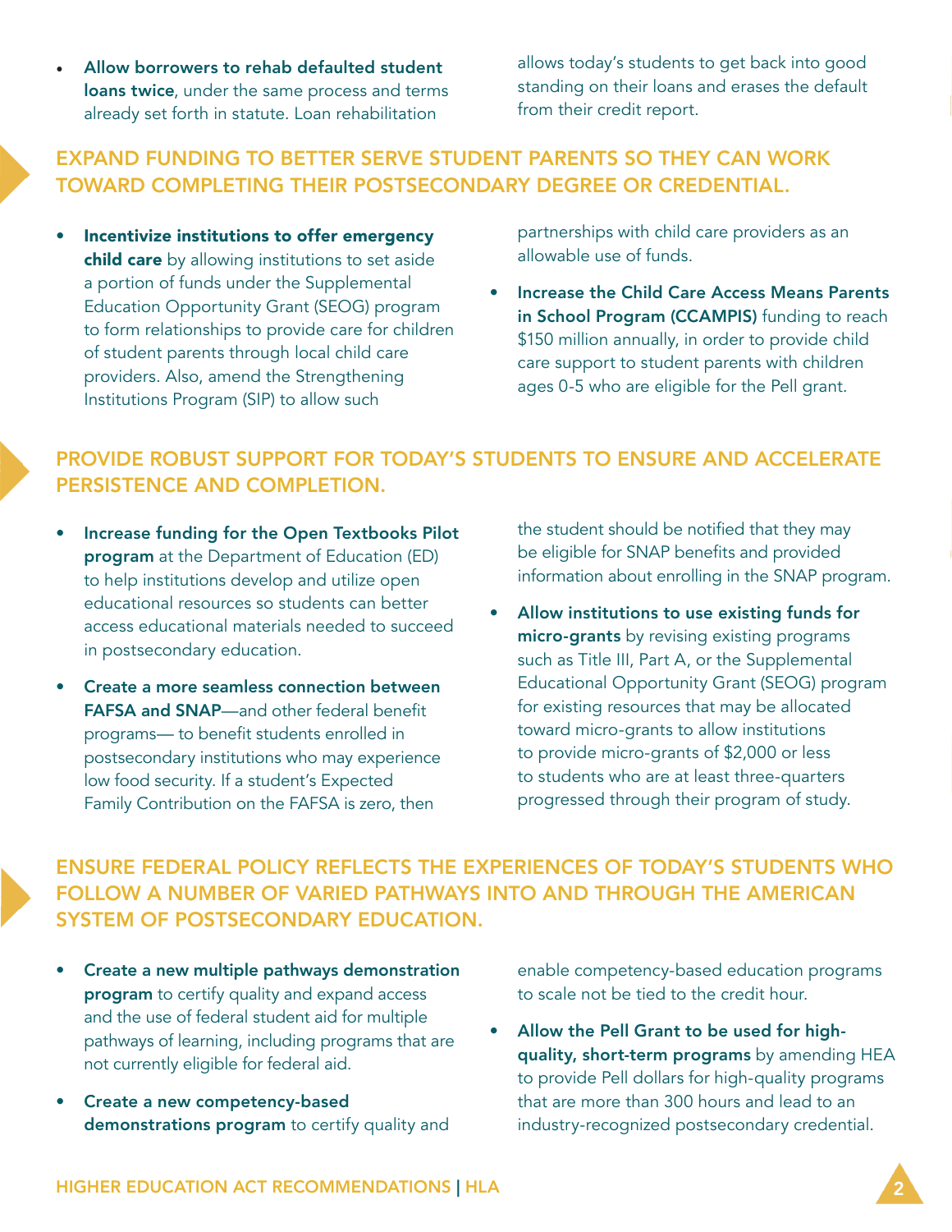- **Allow borrowers to rehab defaulted student loans twice**, under the same process and terms already set forth in statute. Loan rehabilitation allows today's students to get back into good standing on their loans and erases the default from their credit report.

## EXPAND FUNDING TO BETTER SERVE STUDENT PARENTS SO THEY CAN WORK TOWARD COMPLETING THEIR POSTSECONDARY DEGREE OR CREDENTIAL.

- **Incentivize institutions to offer emergency child care** by allowing institutions to set aside a portion of funds under the Supplemental Education Opportunity Grant (SEOG) program to form relationships to provide care for children of student parents through local child care providers. Also, amend the Strengthening Institutions Program (SIP) to allow such partnerships with child care providers as an allowable use of funds.
- **Increase the Child Care Access Means Parents in School Program (CCAMPIS)** funding to reach $150 million annually, in order to provide child care support to student parents with children ages 0-5 who are eligible for the Pell grant.

## PROVIDE ROBUST SUPPORT FOR TODAY'S STUDENTS TO ENSURE AND ACCELERATE PERSISTENCE AND COMPLETION.

- **Increase funding for the Open Textbooks Pilot program** at the Department of Education (ED) to help institutions develop and utilize open educational resources so students can better access educational materials needed to succeed in postsecondary education.
- **Create a more seamless connection between FAFSA and SNAP**—and other federal benefit programs— to benefit students enrolled in postsecondary institutions who may experience low food security. If a student's Expected Family Contribution on the FAFSA is zero, then the student should be notified that they may be eligible for SNAP benefits and provided information about enrolling in the SNAP program.
- **Allow institutions to use existing funds for micro-grants** by revising existing programs such as Title III, Part A, or the Supplemental Educational Opportunity Grant (SEOG) program for existing resources that may be allocated toward micro-grants to allow institutions to provide micro-grants of $2,000 or less to students who are at least three-quarters progressed through their program of study.

## ENSURE FEDERAL POLICY REFLECTS THE EXPERIENCES OF TODAY'S STUDENTS WHO FOLLOW A NUMBER OF VARIED PATHWAYS INTO AND THROUGH THE AMERICAN SYSTEM OF POSTSECONDARY EDUCATION.

- **Create a new multiple pathways demonstration program** to certify quality and expand access and the use of federal student aid for multiple pathways of learning, including programs that are not currently eligible for federal aid.
- **Create a new competency-based demonstrations program** to certify quality and enable competency-based education programs to scale not be tied to the credit hour.
- **Allow the Pell Grant to be used for high-quality, short-term programs** by amending HEA to provide Pell dollars for high-quality programs that are more than 300 hours and lead to an industry-recognized postsecondary credential.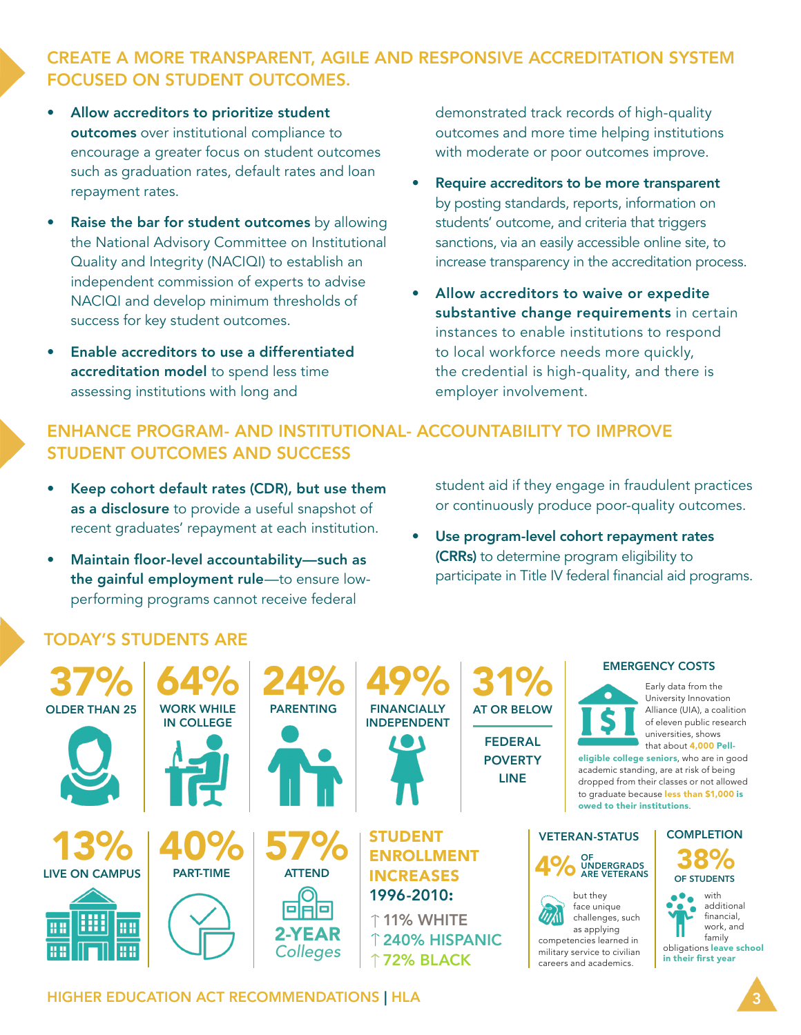## CREATE A MORE TRANSPARENT, AGILE AND RESPONSIVE ACCREDITATION SYSTEM FOCUSED ON STUDENT OUTCOMES.

- **Allow accreditors to prioritize student outcomes** over institutional compliance to encourage a greater focus on student outcomes such as graduation rates, default rates and loan repayment rates.
- **Raise the bar for student outcomes** by allowing the National Advisory Committee on Institutional Quality and Integrity (NACIQI) to establish an independent commission of experts to advise NACIQI and develop minimum thresholds of success for key student outcomes.
- **Enable accreditors to use a differentiated accreditation model** to spend less time assessing institutions with long and demonstrated track records of high-quality outcomes and more time helping institutions with moderate or poor outcomes improve.
- **Require accreditors to be more transparent** by posting standards, reports, information on students' outcome, and criteria that triggers sanctions, via an easily accessible online site, to increase transparency in the accreditation process.
- **Allow accreditors to waive or expedite substantive change requirements** in certain instances to enable institutions to respond to local workforce needs more quickly, the credential is high-quality, and there is employer involvement.

## ENHANCE PROGRAM- AND INSTITUTIONAL- ACCOUNTABILITY TO IMPROVE STUDENT OUTCOMES AND SUCCESS

- **Keep cohort default rates (CDR), but use them as a disclosure** to provide a useful snapshot of recent graduates' repayment at each institution.
- **Maintain floor-level accountability—such as the gainful employment rule**—to ensure low-performing programs cannot receive federal student aid if they engage in fraudulent practices or continuously produce poor-quality outcomes.
- **Use program-level cohort repayment rates (CRRs)** to determine program eligibility to participate in Title IV federal financial aid programs.

## TODAY'S STUDENTS ARE

37%
OLDER THAN 25

64%
WORK WHILE IN COLLEGE

24%
PARENTING

49%
FINANCIALLY INDEPENDENT

31%
AT OR BELOW FEDERAL POVERTY LINE

EMERGENCY COSTS

Early data from the University Innovation Alliance (UIA), a coalition of eleven public research universities, shows that about **4,000 Pell-eligible college seniors**, who are in good academic standing, are at risk of being dropped from their classes or not allowed to graduate because **less than $1,000 is owed to their institutions**.

13%
LIVE ON CAMPUS

40%
PART-TIME

57%
ATTEND 2-YEAR *Colleges*

STUDENT ENROLLMENT INCREASES 1996-2010:

↑ 11% WHITE
↑ 240% HISPANIC
↑ 72% BLACK

VETERAN-STATUS

4% OF UNDERGRADS ARE VETERANS

but they face unique challenges, such as applying competencies learned in military service to civilian careers and academics.

COMPLETION

38% OF STUDENTS

with additional financial, work, and family obligations **leave school in their first year**

HIGHER EDUCATION ACT RECOMMENDATIONS | HLA